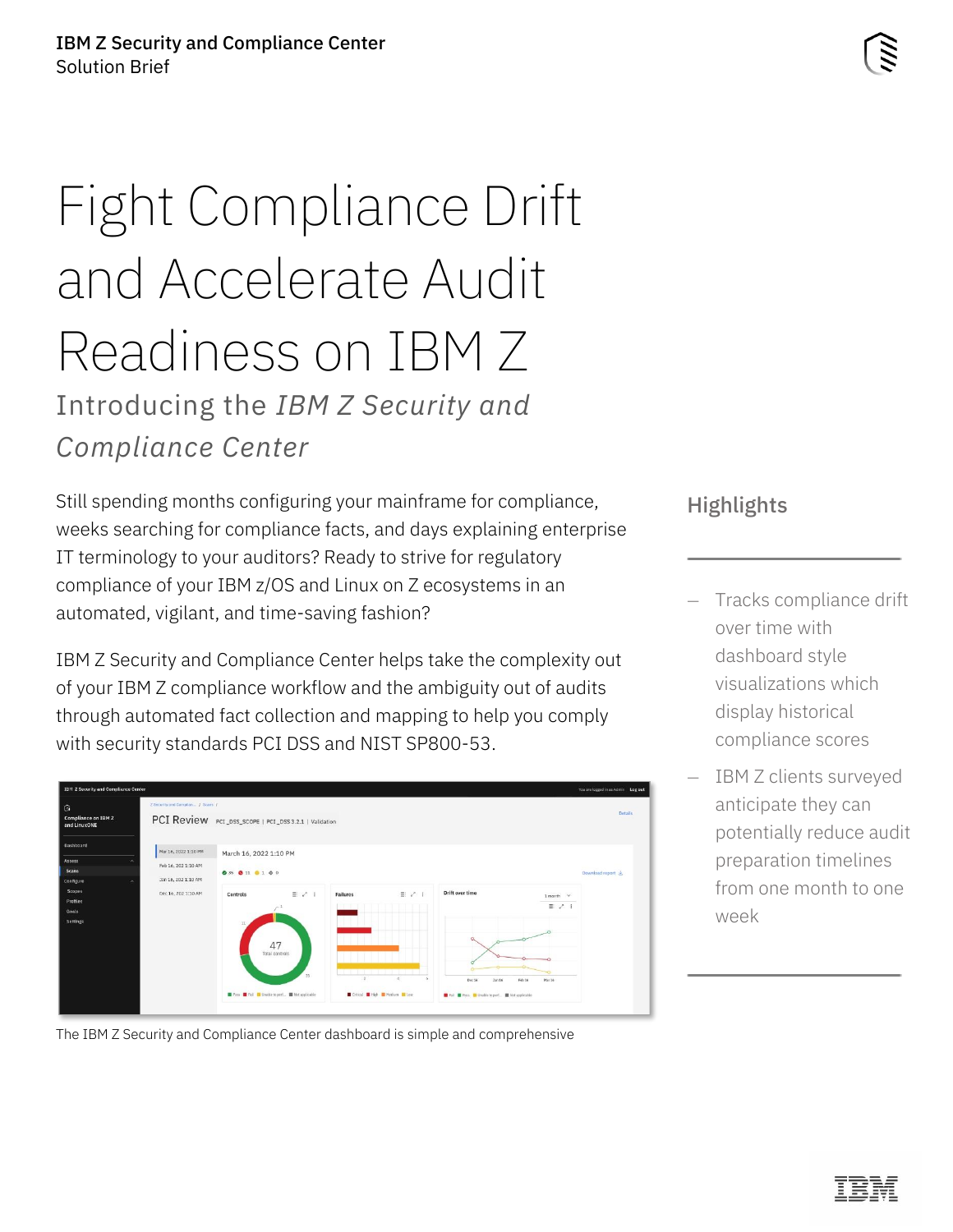# Fight Compliance Drift and Accelerate Audit Readiness on IBM Z

## Introducing the *IBM Z Security and Compliance Center*

Still spending months configuring your mainframe for compliance, weeks searching for compliance facts, and days explaining enterprise IT terminology to your auditors? Ready to strive for regulatory compliance of your IBM z/OS and Linux on Z ecosystems in an automated, vigilant, and time-saving fashion?

IBM Z Security and Compliance Center helps take the complexity out of your IBM Z compliance workflow and the ambiguity out of audits through automated fact collection and mapping to help you comply with security standards PCI DSS and NIST SP800-53.

The IBM Z Security and Compliance Center dashboard is simple and comprehensive

### Highlights

- Tracks compliance drift over time with dashboard style visualizations which display historical compliance scores
- IBM Z clients surveyed anticipate they can potentially reduce audit preparation timelines from one month to one week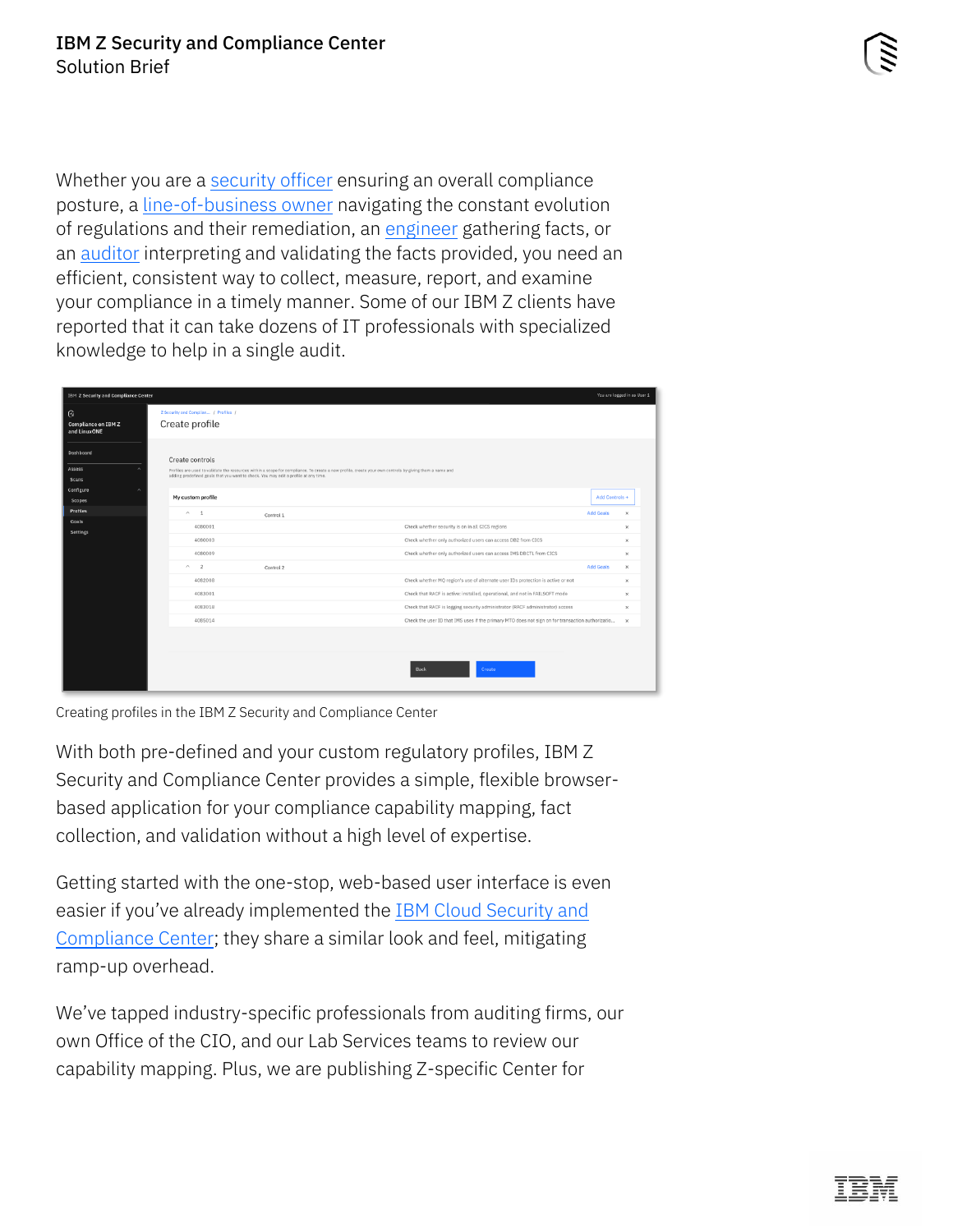Whether you are a security officer ensuring an overall compliance posture, a line-of-business owner navigating the constant evolution of regulations and their remediation, an engineer gathering facts, or an auditor interpreting and validating the facts provided, you need an efficient, consistent way to collect, measure, report, and examine your compliance in a timely manner. Some of our IBM Z clients have reported that it can take dozens of IT professionals with specialized knowledge to help in a single audit.

Creating profiles in the IBM Z Security and Compliance Center

With both pre-defined and your custom regulatory profiles, IBM Z Security and Compliance Center provides a simple, flexible browser-based application for your compliance capability mapping, fact collection, and validation without a high level of expertise.

Getting started with the one-stop, web-based user interface is even easier if you've already implemented the IBM Cloud Security and Compliance Center; they share a similar look and feel, mitigating ramp-up overhead.

We've tapped industry-specific professionals from auditing firms, our own Office of the CIO, and our Lab Services teams to review our capability mapping. Plus, we are publishing Z-specific Center for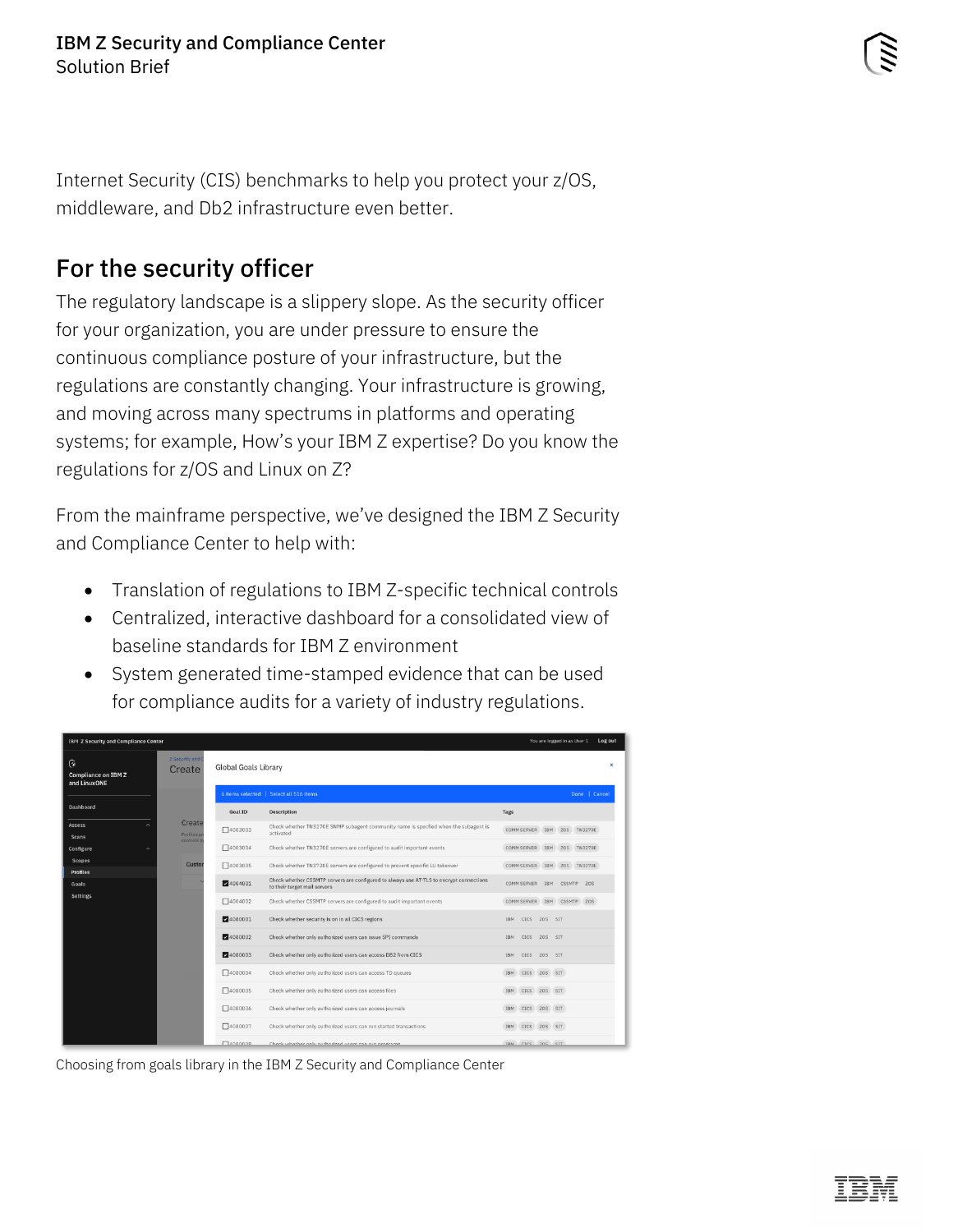Internet Security (CIS) benchmarks to help you protect your z/OS, middleware, and Db2 infrastructure even better.

## For the security officer

The regulatory landscape is a slippery slope. As the security officer for your organization, you are under pressure to ensure the continuous compliance posture of your infrastructure, but the regulations are constantly changing. Your infrastructure is growing, and moving across many spectrums in platforms and operating systems; for example, How's your IBM Z expertise? Do you know the regulations for z/OS and Linux on Z?

From the mainframe perspective, we've designed the IBM Z Security and Compliance Center to help with:

- Translation of regulations to IBM Z-specific technical controls
- Centralized, interactive dashboard for a consolidated view of baseline standards for IBM Z environment
- System generated time-stamped evidence that can be used for compliance audits for a variety of industry regulations.

Choosing from goals library in the IBM Z Security and Compliance Center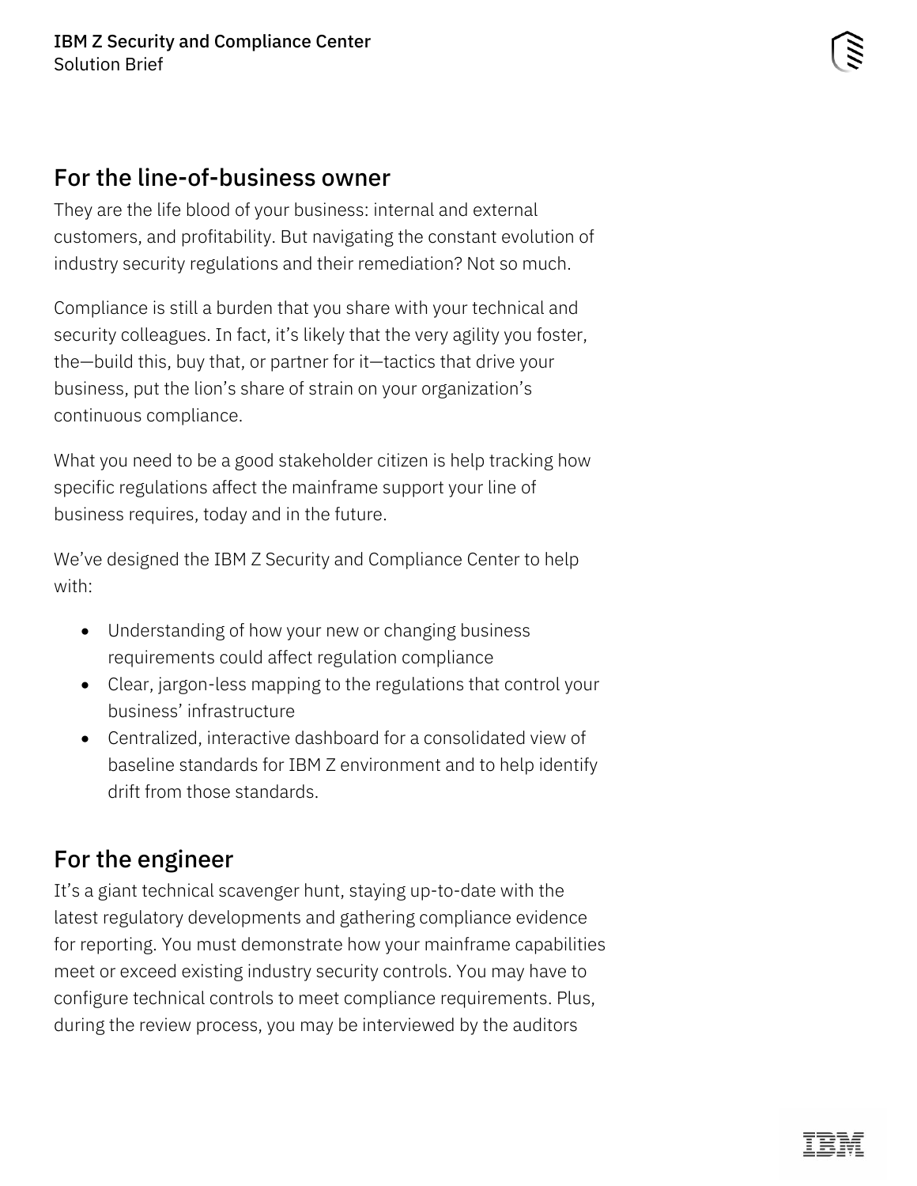## For the line-of-business owner

They are the life blood of your business: internal and external customers, and profitability. But navigating the constant evolution of industry security regulations and their remediation? Not so much.

Compliance is still a burden that you share with your technical and security colleagues. In fact, it's likely that the very agility you foster, the—build this, buy that, or partner for it—tactics that drive your business, put the lion's share of strain on your organization's continuous compliance.

What you need to be a good stakeholder citizen is help tracking how specific regulations affect the mainframe support your line of business requires, today and in the future.

We've designed the IBM Z Security and Compliance Center to help with:

- Understanding of how your new or changing business requirements could affect regulation compliance
- Clear, jargon-less mapping to the regulations that control your business' infrastructure
- Centralized, interactive dashboard for a consolidated view of baseline standards for IBM Z environment and to help identify drift from those standards.

## For the engineer

It's a giant technical scavenger hunt, staying up-to-date with the latest regulatory developments and gathering compliance evidence for reporting. You must demonstrate how your mainframe capabilities meet or exceed existing industry security controls. You may have to configure technical controls to meet compliance requirements. Plus, during the review process, you may be interviewed by the auditors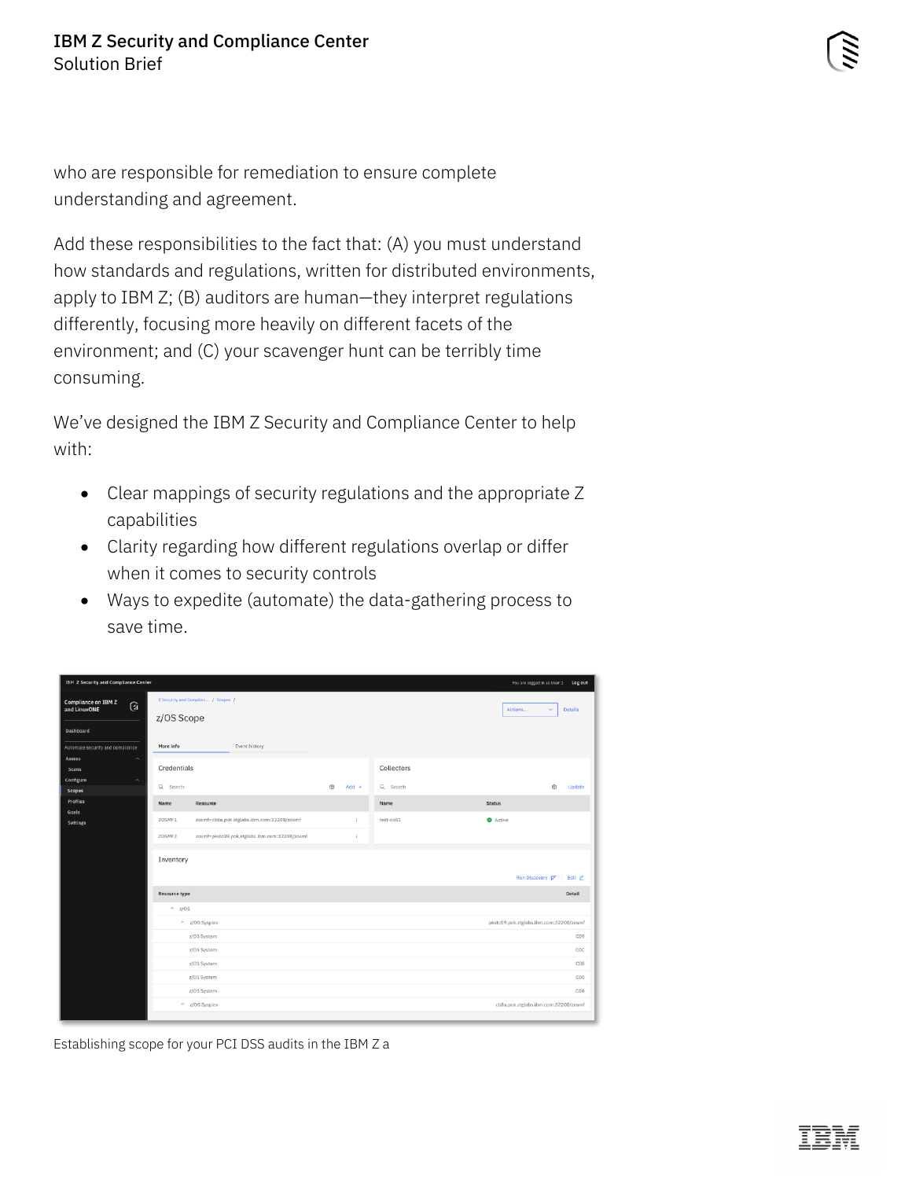who are responsible for remediation to ensure complete understanding and agreement.

Add these responsibilities to the fact that: (A) you must understand how standards and regulations, written for distributed environments, apply to IBM Z; (B) auditors are human—they interpret regulations differently, focusing more heavily on different facets of the environment; and (C) your scavenger hunt can be terribly time consuming.

We've designed the IBM Z Security and Compliance Center to help with:

- Clear mappings of security regulations and the appropriate Z capabilities
- Clarity regarding how different regulations overlap or differ when it comes to security controls
- Ways to expedite (automate) the data-gathering process to save time.

Establishing scope for your PCI DSS audits in the IBM Z a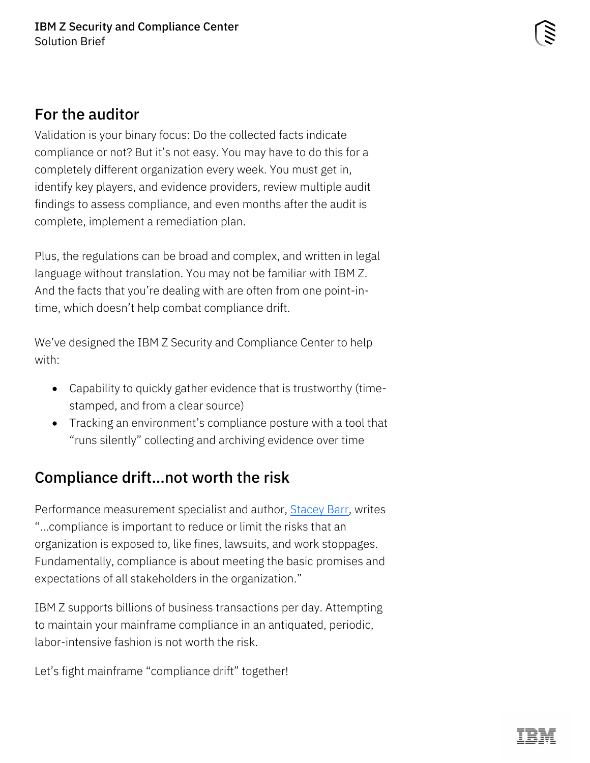## For the auditor

Validation is your binary focus: Do the collected facts indicate compliance or not? But it's not easy. You may have to do this for a completely different organization every week. You must get in, identify key players, and evidence providers, review multiple audit findings to assess compliance, and even months after the audit is complete, implement a remediation plan.

Plus, the regulations can be broad and complex, and written in legal language without translation. You may not be familiar with IBM Z. And the facts that you're dealing with are often from one point-in-time, which doesn't help combat compliance drift.

We've designed the IBM Z Security and Compliance Center to help with:

- Capability to quickly gather evidence that is trustworthy (time-stamped, and from a clear source)
- Tracking an environment's compliance posture with a tool that "runs silently" collecting and archiving evidence over time

## Compliance drift…not worth the risk

Performance measurement specialist and author, Stacey Barr, writes "…compliance is important to reduce or limit the risks that an organization is exposed to, like fines, lawsuits, and work stoppages. Fundamentally, compliance is about meeting the basic promises and expectations of all stakeholders in the organization."

IBM Z supports billions of business transactions per day. Attempting to maintain your mainframe compliance in an antiquated, periodic, labor-intensive fashion is not worth the risk.

Let's fight mainframe "compliance drift" together!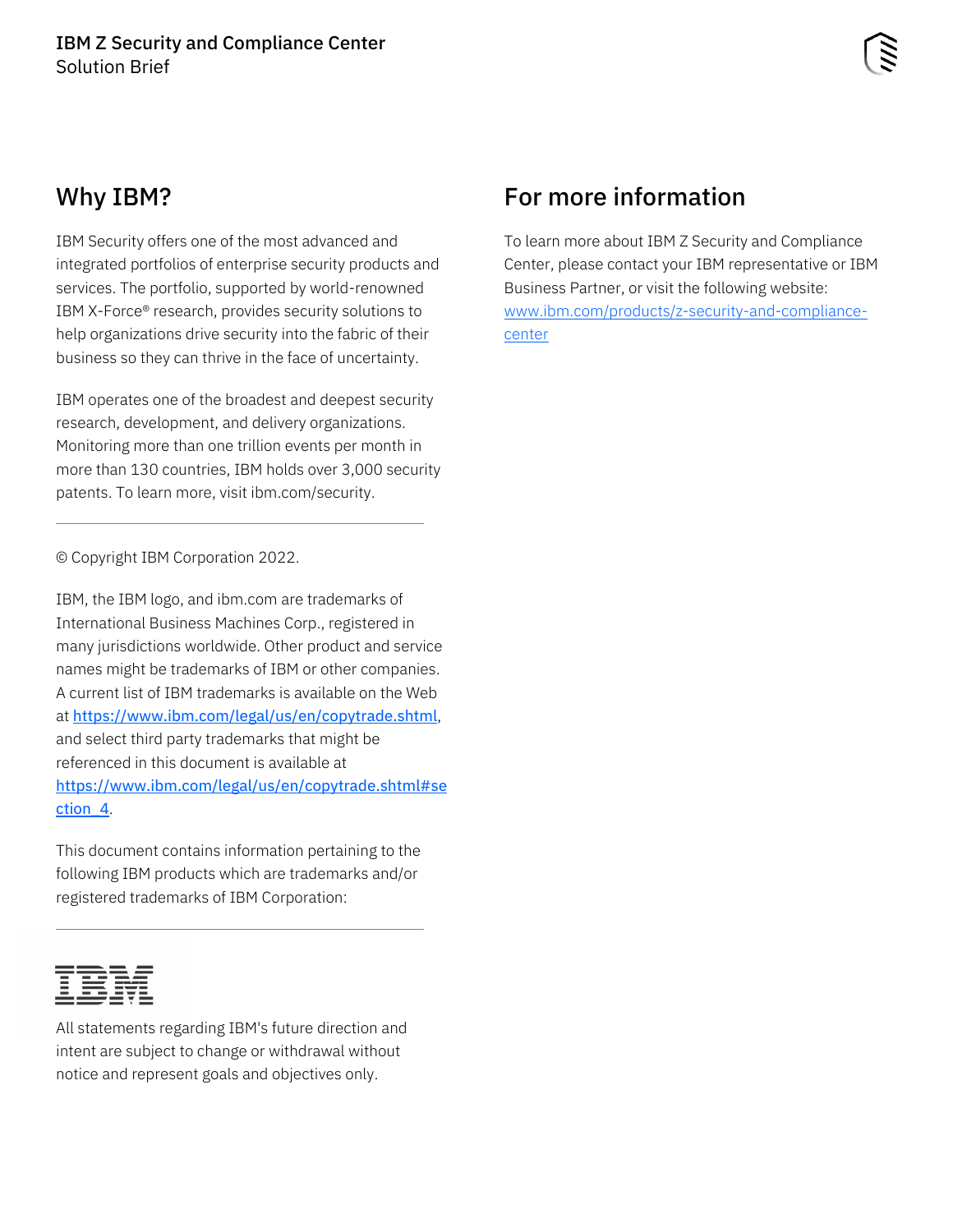## Why IBM?

IBM Security offers one of the most advanced and integrated portfolios of enterprise security products and services. The portfolio, supported by world-renowned IBM X-Force® research, provides security solutions to help organizations drive security into the fabric of their business so they can thrive in the face of uncertainty.

IBM operates one of the broadest and deepest security research, development, and delivery organizations. Monitoring more than one trillion events per month in more than 130 countries, IBM holds over 3,000 security patents. To learn more, visit ibm.com/security.

---

© Copyright IBM Corporation 2022.

IBM, the IBM logo, and ibm.com are trademarks of International Business Machines Corp., registered in many jurisdictions worldwide. Other product and service names might be trademarks of IBM or other companies. A current list of IBM trademarks is available on the Web at https://www.ibm.com/legal/us/en/copytrade.shtml, and select third party trademarks that might be referenced in this document is available at https://www.ibm.com/legal/us/en/copytrade.shtml#section_4.

This document contains information pertaining to the following IBM products which are trademarks and/or registered trademarks of IBM Corporation:

---

All statements regarding IBM's future direction and intent are subject to change or withdrawal without notice and represent goals and objectives only.

## For more information

To learn more about IBM Z Security and Compliance Center, please contact your IBM representative or IBM Business Partner, or visit the following website: www.ibm.com/products/z-security-and-compliance-center